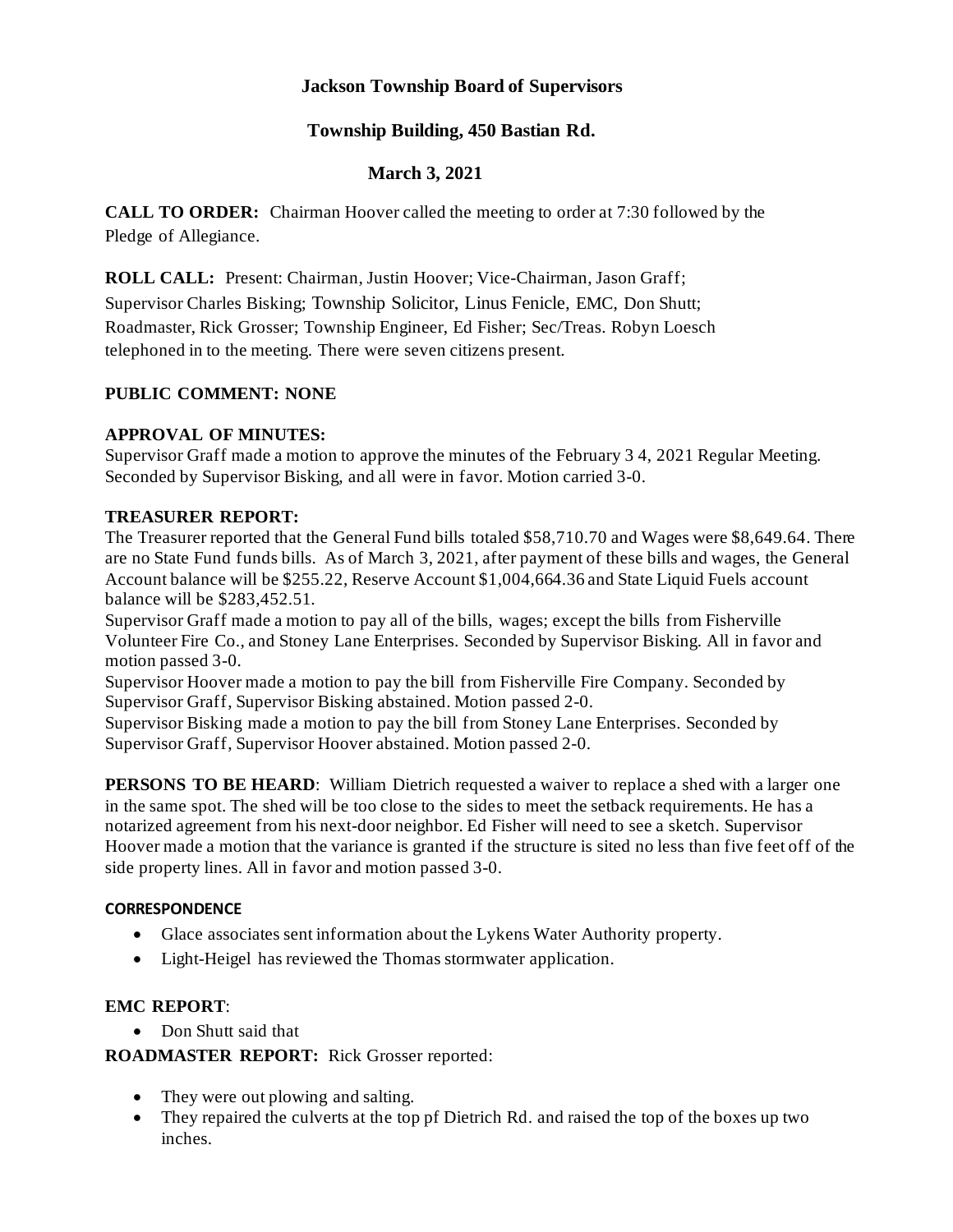**Jackson Township Board of Supervisors**

**Township Building, 450 Bastian Rd.**

**March 3, 2021**

**CALL TO ORDER:** Chairman Hoover called the meeting to order at 7:30 followed by the Pledge of Allegiance.

**ROLL CALL:** Present: Chairman, Justin Hoover; Vice-Chairman, Jason Graff; Supervisor Charles Bisking; Township Solicitor, Linus Fenicle, EMC, Don Shutt; Roadmaster, Rick Grosser; Township Engineer, Ed Fisher; Sec/Treas. Robyn Loesch telephoned in to the meeting. There were seven citizens present.

**PUBLIC COMMENT: NONE**

**APPROVAL OF MINUTES:**
Supervisor Graff made a motion to approve the minutes of the February 3 4, 2021 Regular Meeting. Seconded by Supervisor Bisking, and all were in favor. Motion carried 3-0.

**TREASURER REPORT:**
The Treasurer reported that the General Fund bills totaled $58,710.70 and Wages were $8,649.64. There are no State Fund funds bills. As of March 3, 2021, after payment of these bills and wages, the General Account balance will be $255.22, Reserve Account $1,004,664.36 and State Liquid Fuels account balance will be $283,452.51.
Supervisor Graff made a motion to pay all of the bills, wages; except the bills from Fisherville Volunteer Fire Co., and Stoney Lane Enterprises. Seconded by Supervisor Bisking. All in favor and motion passed 3-0.
Supervisor Hoover made a motion to pay the bill from Fisherville Fire Company. Seconded by Supervisor Graff, Supervisor Bisking abstained. Motion passed 2-0.
Supervisor Bisking made a motion to pay the bill from Stoney Lane Enterprises. Seconded by Supervisor Graff, Supervisor Hoover abstained. Motion passed 2-0.

**PERSONS TO BE HEARD**: William Dietrich requested a waiver to replace a shed with a larger one in the same spot. The shed will be too close to the sides to meet the setback requirements. He has a notarized agreement from his next-door neighbor. Ed Fisher will need to see a sketch. Supervisor Hoover made a motion that the variance is granted if the structure is sited no less than five feet off of the side property lines. All in favor and motion passed 3-0.

**CORRESPONDENCE**

- Glace associates sent information about the Lykens Water Authority property.
- Light-Heigel has reviewed the Thomas stormwater application.

**EMC REPORT**:

- Don Shutt said that

**ROADMASTER REPORT:** Rick Grosser reported:

- They were out plowing and salting.
- They repaired the culverts at the top pf Dietrich Rd. and raised the top of the boxes up two inches.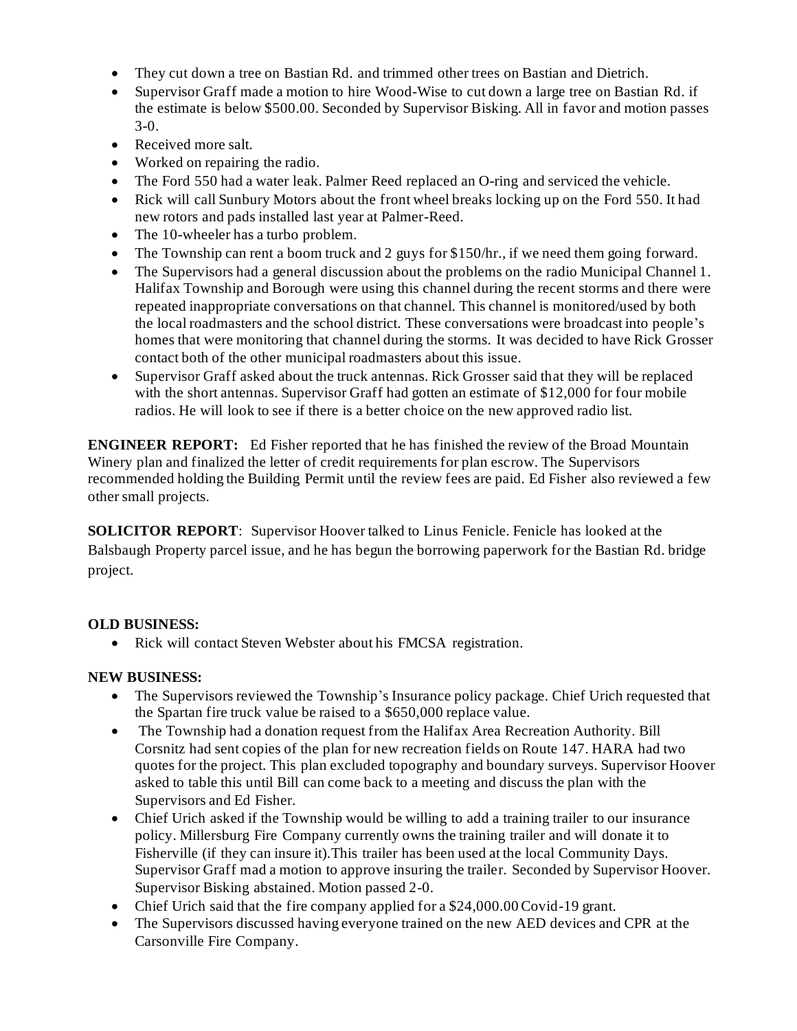- They cut down a tree on Bastian Rd. and trimmed other trees on Bastian and Dietrich.
- Supervisor Graff made a motion to hire Wood-Wise to cut down a large tree on Bastian Rd. if the estimate is below $500.00. Seconded by Supervisor Bisking. All in favor and motion passes 3-0.
- Received more salt.
- Worked on repairing the radio.
- The Ford 550 had a water leak. Palmer Reed replaced an O-ring and serviced the vehicle.
- Rick will call Sunbury Motors about the front wheel breaks locking up on the Ford 550. It had new rotors and pads installed last year at Palmer-Reed.
- The 10-wheeler has a turbo problem.
- The Township can rent a boom truck and 2 guys for $150/hr., if we need them going forward.
- The Supervisors had a general discussion about the problems on the radio Municipal Channel 1. Halifax Township and Borough were using this channel during the recent storms and there were repeated inappropriate conversations on that channel. This channel is monitored/used by both the local roadmasters and the school district. These conversations were broadcast into people's homes that were monitoring that channel during the storms. It was decided to have Rick Grosser contact both of the other municipal roadmasters about this issue.
- Supervisor Graff asked about the truck antennas. Rick Grosser said that they will be replaced with the short antennas. Supervisor Graff had gotten an estimate of $12,000 for four mobile radios. He will look to see if there is a better choice on the new approved radio list.

**ENGINEER REPORT:** Ed Fisher reported that he has finished the review of the Broad Mountain Winery plan and finalized the letter of credit requirements for plan escrow. The Supervisors recommended holding the Building Permit until the review fees are paid. Ed Fisher also reviewed a few other small projects.

**SOLICITOR REPORT**: Supervisor Hoover talked to Linus Fenicle. Fenicle has looked at the Balsbaugh Property parcel issue, and he has begun the borrowing paperwork for the Bastian Rd. bridge project.

**OLD BUSINESS:**

- Rick will contact Steven Webster about his FMCSA registration.

**NEW BUSINESS:**

- The Supervisors reviewed the Township's Insurance policy package. Chief Urich requested that the Spartan fire truck value be raised to a $650,000 replace value.
- The Township had a donation request from the Halifax Area Recreation Authority. Bill Corsnitz had sent copies of the plan for new recreation fields on Route 147. HARA had two quotes for the project. This plan excluded topography and boundary surveys. Supervisor Hoover asked to table this until Bill can come back to a meeting and discuss the plan with the Supervisors and Ed Fisher.
- Chief Urich asked if the Township would be willing to add a training trailer to our insurance policy. Millersburg Fire Company currently owns the training trailer and will donate it to Fisherville (if they can insure it).This trailer has been used at the local Community Days. Supervisor Graff mad a motion to approve insuring the trailer. Seconded by Supervisor Hoover. Supervisor Bisking abstained. Motion passed 2-0.
- Chief Urich said that the fire company applied for a $24,000.00 Covid-19 grant.
- The Supervisors discussed having everyone trained on the new AED devices and CPR at the Carsonville Fire Company.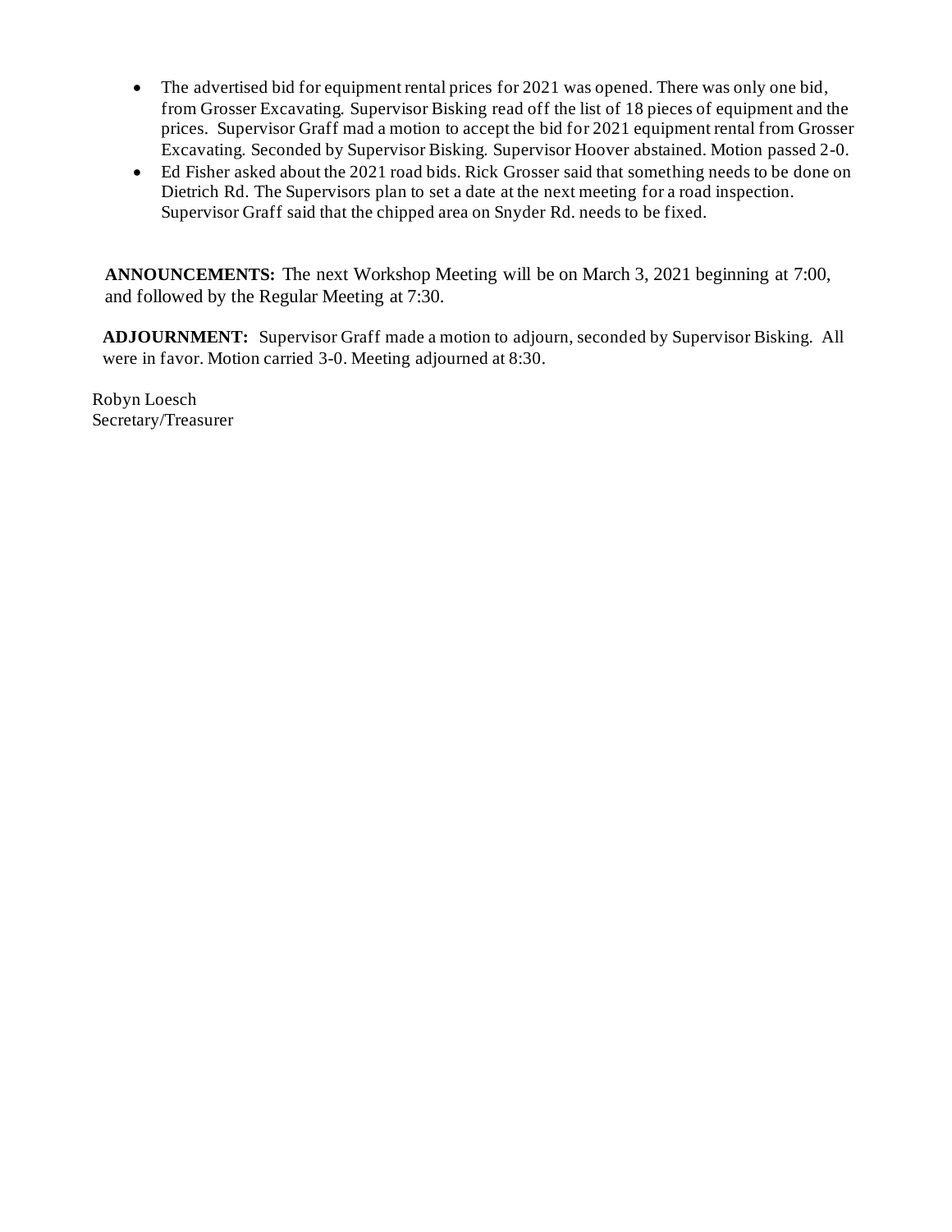- The advertised bid for equipment rental prices for 2021 was opened. There was only one bid, from Grosser Excavating. Supervisor Bisking read off the list of 18 pieces of equipment and the prices. Supervisor Graff mad a motion to accept the bid for 2021 equipment rental from Grosser Excavating. Seconded by Supervisor Bisking. Supervisor Hoover abstained. Motion passed 2-0.
- Ed Fisher asked about the 2021 road bids. Rick Grosser said that something needs to be done on Dietrich Rd. The Supervisors plan to set a date at the next meeting for a road inspection. Supervisor Graff said that the chipped area on Snyder Rd. needs to be fixed.

**ANNOUNCEMENTS:** The next Workshop Meeting will be on March 3, 2021 beginning at 7:00, and followed by the Regular Meeting at 7:30.

**ADJOURNMENT:** Supervisor Graff made a motion to adjourn, seconded by Supervisor Bisking. All were in favor. Motion carried 3-0. Meeting adjourned at 8:30.

Robyn Loesch
Secretary/Treasurer